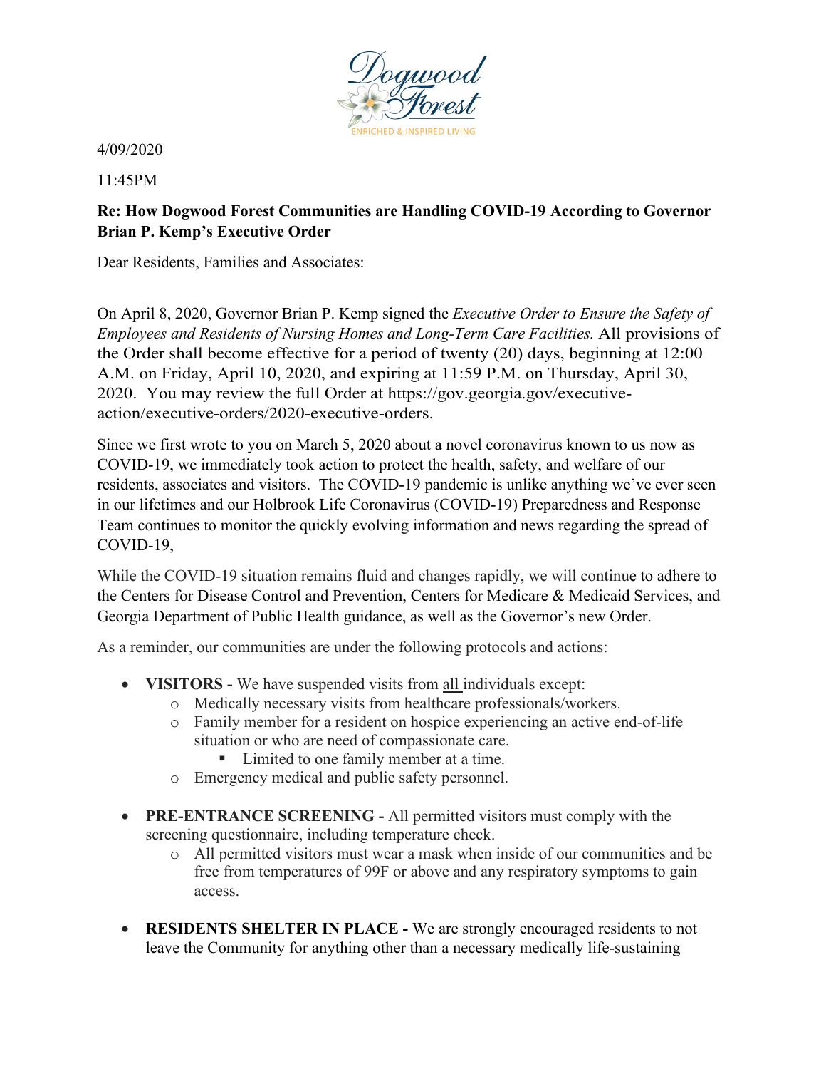Dogwood Forest

ENRICHED & INSPIRED LIVING

4/09/2020

11:45PM

**Re: How Dogwood Forest Communities are Handling COVID-19 According to Governor Brian P. Kemp's Executive Order**

Dear Residents, Families and Associates:

On April 8, 2020, Governor Brian P. Kemp signed the *Executive Order to Ensure the Safety of Employees and Residents of Nursing Homes and Long-Term Care Facilities.* All provisions of the Order shall become effective for a period of twenty (20) days, beginning at 12:00 A.M. on Friday, April 10, 2020, and expiring at 11:59 P.M. on Thursday, April 30, 2020. You may review the full Order at https://gov.georgia.gov/executive-action/executive-orders/2020-executive-orders.

Since we first wrote to you on March 5, 2020 about a novel coronavirus known to us now as COVID-19, we immediately took action to protect the health, safety, and welfare of our residents, associates and visitors. The COVID-19 pandemic is unlike anything we've ever seen in our lifetimes and our Holbrook Life Coronavirus (COVID-19) Preparedness and Response Team continues to monitor the quickly evolving information and news regarding the spread of COVID-19,

While the COVID-19 situation remains fluid and changes rapidly, we will continue to adhere to the Centers for Disease Control and Prevention, Centers for Medicare & Medicaid Services, and Georgia Department of Public Health guidance, as well as the Governor's new Order.

As a reminder, our communities are under the following protocols and actions:

- **VISITORS -** We have suspended visits from all individuals except:
  - Medically necessary visits from healthcare professionals/workers.
  - Family member for a resident on hospice experiencing an active end-of-life situation or who are need of compassionate care.
    - Limited to one family member at a time.
  - Emergency medical and public safety personnel.
- **PRE-ENTRANCE SCREENING -** All permitted visitors must comply with the screening questionnaire, including temperature check.
  - All permitted visitors must wear a mask when inside of our communities and be free from temperatures of 99F or above and any respiratory symptoms to gain access.
- **RESIDENTS SHELTER IN PLACE -** We are strongly encouraged residents to not leave the Community for anything other than a necessary medically life-sustaining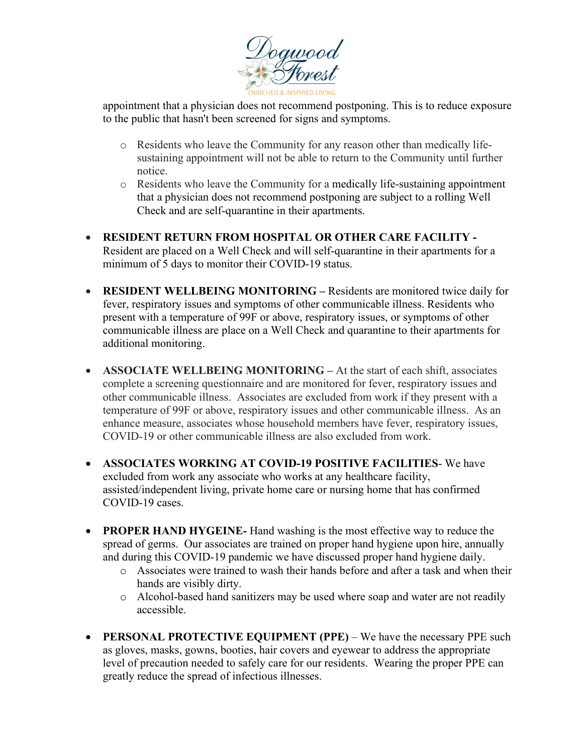appointment that a physician does not recommend postponing. This is to reduce exposure to the public that hasn't been screened for signs and symptoms.

- Residents who leave the Community for any reason other than medically life-sustaining appointment will not be able to return to the Community until further notice.
- Residents who leave the Community for a medically life-sustaining appointment that a physician does not recommend postponing are subject to a rolling Well Check and are self-quarantine in their apartments.

- **RESIDENT RETURN FROM HOSPITAL OR OTHER CARE FACILITY -** Resident are placed on a Well Check and will self-quarantine in their apartments for a minimum of 5 days to monitor their COVID-19 status.

- **RESIDENT WELLBEING MONITORING –** Residents are monitored twice daily for fever, respiratory issues and symptoms of other communicable illness. Residents who present with a temperature of 99F or above, respiratory issues, or symptoms of other communicable illness are place on a Well Check and quarantine to their apartments for additional monitoring.

- **ASSOCIATE WELLBEING MONITORING –** At the start of each shift, associates complete a screening questionnaire and are monitored for fever, respiratory issues and other communicable illness. Associates are excluded from work if they present with a temperature of 99F or above, respiratory issues and other communicable illness. As an enhance measure, associates whose household members have fever, respiratory issues, COVID-19 or other communicable illness are also excluded from work.

- **ASSOCIATES WORKING AT COVID-19 POSITIVE FACILITIES**- We have excluded from work any associate who works at any healthcare facility, assisted/independent living, private home care or nursing home that has confirmed COVID-19 cases.

- **PROPER HAND HYGEINE-** Hand washing is the most effective way to reduce the spread of germs. Our associates are trained on proper hand hygiene upon hire, annually and during this COVID-19 pandemic we have discussed proper hand hygiene daily.
  - Associates were trained to wash their hands before and after a task and when their hands are visibly dirty.
  - Alcohol-based hand sanitizers may be used where soap and water are not readily accessible.

- **PERSONAL PROTECTIVE EQUIPMENT (PPE)** – We have the necessary PPE such as gloves, masks, gowns, booties, hair covers and eyewear to address the appropriate level of precaution needed to safely care for our residents. Wearing the proper PPE can greatly reduce the spread of infectious illnesses.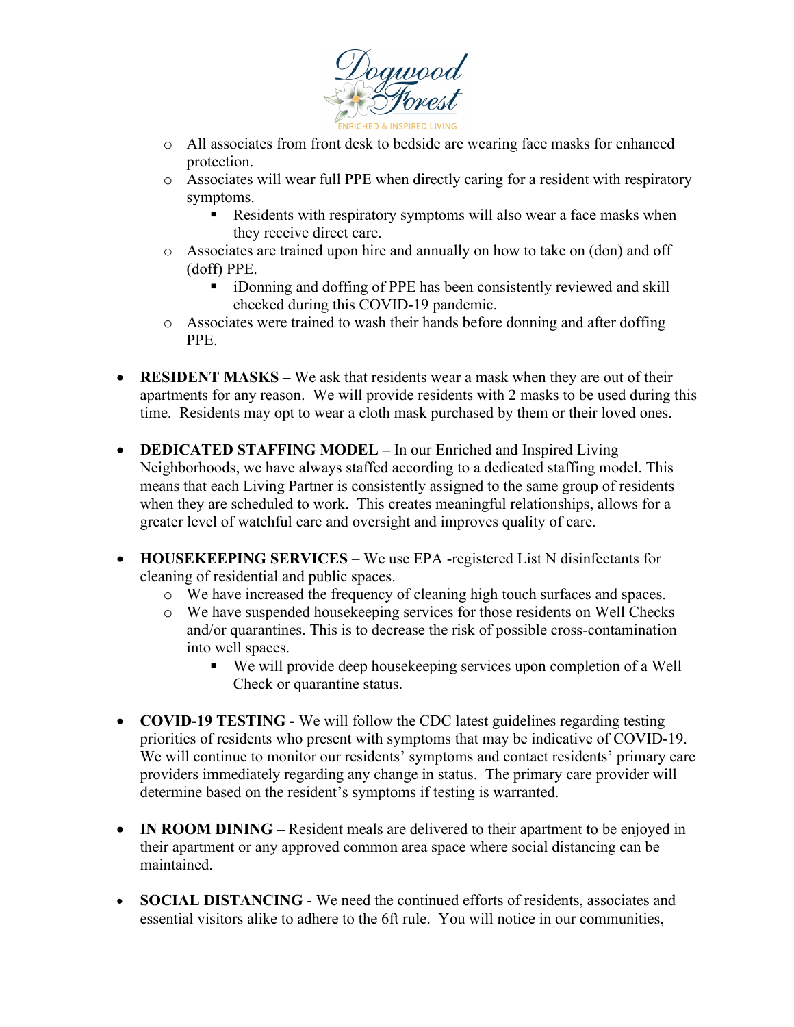- All associates from front desk to bedside are wearing face masks for enhanced protection.
    - Associates will wear full PPE when directly caring for a resident with respiratory symptoms.
        - Residents with respiratory symptoms will also wear a face masks when they receive direct care.
    - Associates are trained upon hire and annually on how to take on (don) and off (doff) PPE.
        - iDonning and doffing of PPE has been consistently reviewed and skill checked during this COVID-19 pandemic.
    - Associates were trained to wash their hands before donning and after doffing PPE.

- **RESIDENT MASKS –** We ask that residents wear a mask when they are out of their apartments for any reason. We will provide residents with 2 masks to be used during this time. Residents may opt to wear a cloth mask purchased by them or their loved ones.

- **DEDICATED STAFFING MODEL –** In our Enriched and Inspired Living Neighborhoods, we have always staffed according to a dedicated staffing model. This means that each Living Partner is consistently assigned to the same group of residents when they are scheduled to work. This creates meaningful relationships, allows for a greater level of watchful care and oversight and improves quality of care.

- **HOUSEKEEPING SERVICES** – We use EPA -registered List N disinfectants for cleaning of residential and public spaces.
    - We have increased the frequency of cleaning high touch surfaces and spaces.
    - We have suspended housekeeping services for those residents on Well Checks and/or quarantines. This is to decrease the risk of possible cross-contamination into well spaces.
        - We will provide deep housekeeping services upon completion of a Well Check or quarantine status.

- **COVID-19 TESTING -** We will follow the CDC latest guidelines regarding testing priorities of residents who present with symptoms that may be indicative of COVID-19. We will continue to monitor our residents' symptoms and contact residents' primary care providers immediately regarding any change in status. The primary care provider will determine based on the resident's symptoms if testing is warranted.

- **IN ROOM DINING –** Resident meals are delivered to their apartment to be enjoyed in their apartment or any approved common area space where social distancing can be maintained.

- **SOCIAL DISTANCING** - We need the continued efforts of residents, associates and essential visitors alike to adhere to the 6ft rule. You will notice in our communities,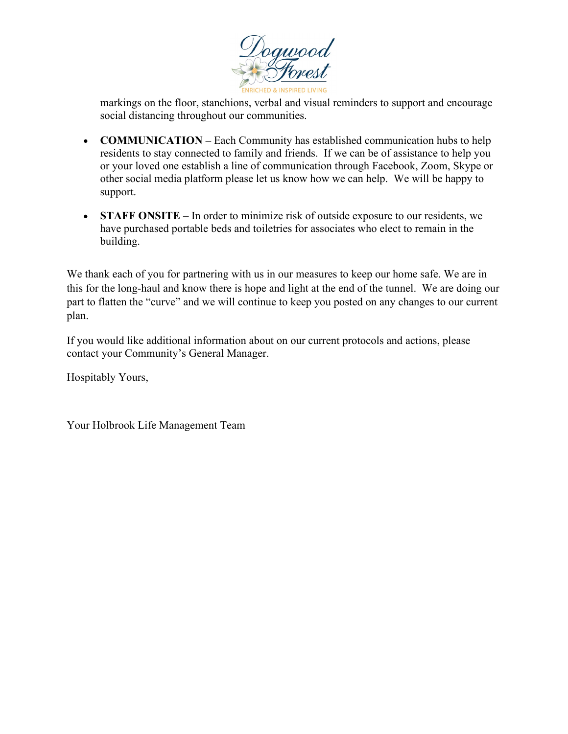markings on the floor, stanchions, verbal and visual reminders to support and encourage social distancing throughout our communities.

- **COMMUNICATION –** Each Community has established communication hubs to help residents to stay connected to family and friends. If we can be of assistance to help you or your loved one establish a line of communication through Facebook, Zoom, Skype or other social media platform please let us know how we can help. We will be happy to support.
- **STAFF ONSITE** – In order to minimize risk of outside exposure to our residents, we have purchased portable beds and toiletries for associates who elect to remain in the building.

We thank each of you for partnering with us in our measures to keep our home safe. We are in this for the long-haul and know there is hope and light at the end of the tunnel. We are doing our part to flatten the "curve" and we will continue to keep you posted on any changes to our current plan.

If you would like additional information about on our current protocols and actions, please contact your Community's General Manager.

Hospitably Yours,

Your Holbrook Life Management Team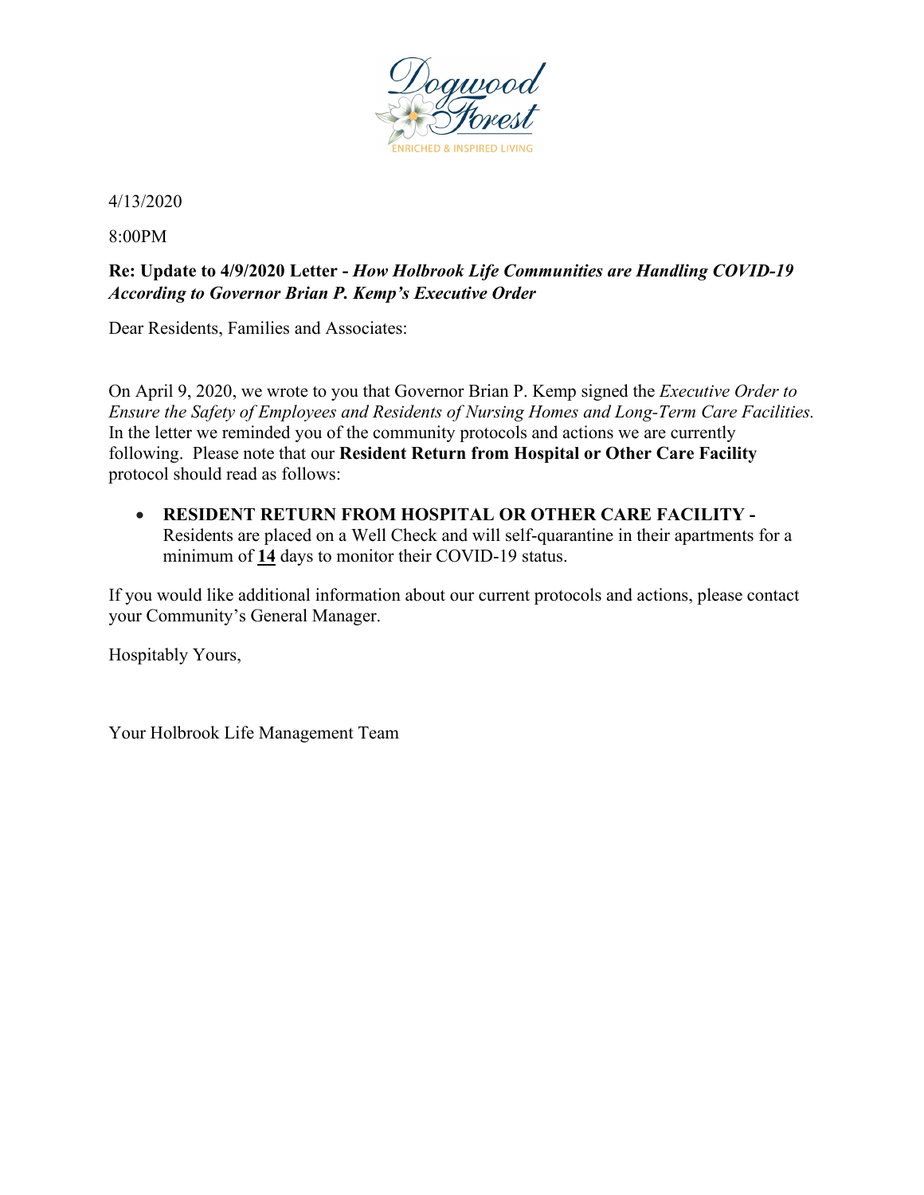4/13/2020

8:00PM

**Re: Update to 4/9/2020 Letter -** ***How Holbrook Life Communities are Handling COVID-19 According to Governor Brian P. Kemp's Executive Order***

Dear Residents, Families and Associates:

On April 9, 2020, we wrote to you that Governor Brian P. Kemp signed the *Executive Order to Ensure the Safety of Employees and Residents of Nursing Homes and Long-Term Care Facilities.* In the letter we reminded you of the community protocols and actions we are currently following. Please note that our **Resident Return from Hospital or Other Care Facility** protocol should read as follows:

- **RESIDENT RETURN FROM HOSPITAL OR OTHER CARE FACILITY -** Residents are placed on a Well Check and will self-quarantine in their apartments for a minimum of **<u>14</u>** days to monitor their COVID-19 status.

If you would like additional information about our current protocols and actions, please contact your Community's General Manager.

Hospitably Yours,

Your Holbrook Life Management Team